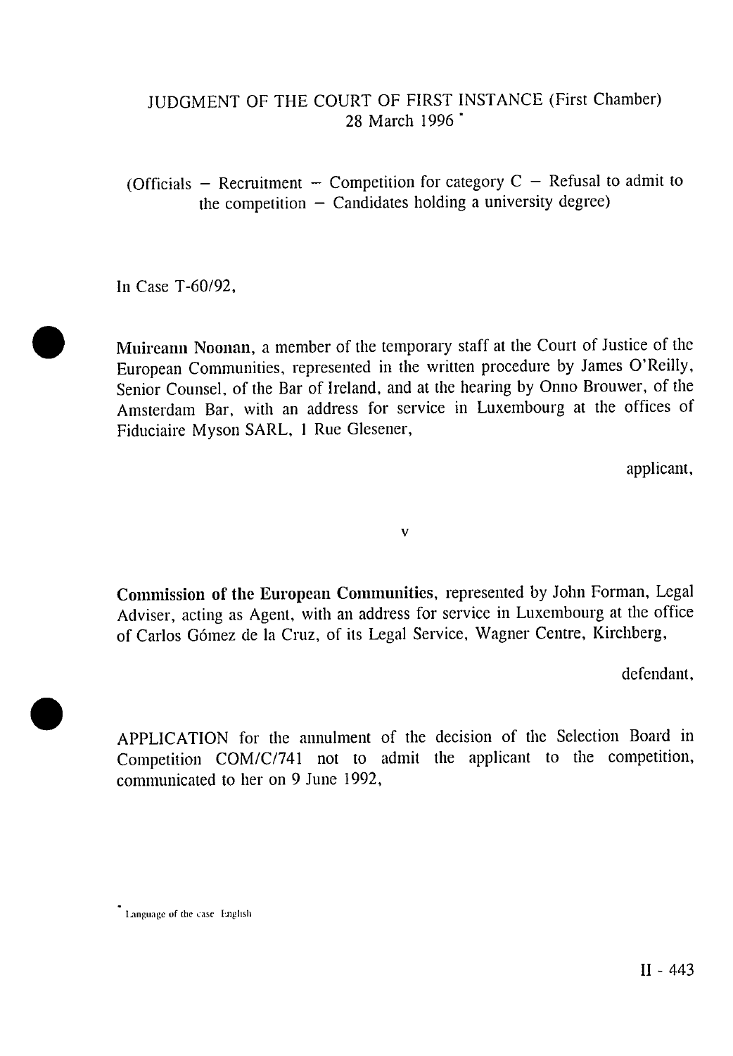# JUDGMENT OF THE COURT OF FIRST INSTANCE (First Chamber)
28 March 1996 *

(Officials — Recruitment — Competition for category C — Refusal to admit to the competition — Candidates holding a university degree)

In Case T-60/92,

**Muireann Noonan**, a member of the temporary staff at the Court of Justice of the European Communities, represented in the written procedure by James O'Reilly, Senior Counsel, of the Bar of Ireland, and at the hearing by Onno Brouwer, of the Amsterdam Bar, with an address for service in Luxembourg at the offices of Fiduciaire Myson SARL, 1 Rue Glesener,

applicant,

v

**Commission of the European Communities**, represented by John Forman, Legal Adviser, acting as Agent, with an address for service in Luxembourg at the office of Carlos Gómez de la Cruz, of its Legal Service, Wagner Centre, Kirchberg,

defendant,

APPLICATION for the annulment of the decision of the Selection Board in Competition COM/C/741 not to admit the applicant to the competition, communicated to her on 9 June 1992,

* Language of the case: English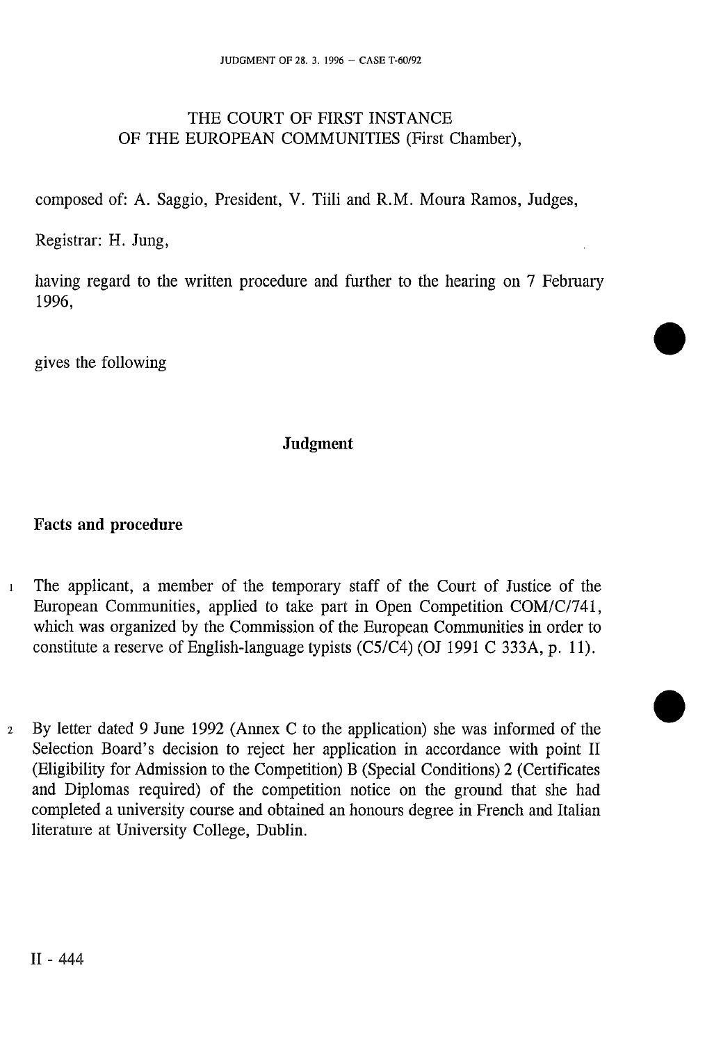THE COURT OF FIRST INSTANCE
OF THE EUROPEAN COMMUNITIES (First Chamber),

composed of: A. Saggio, President, V. Tiili and R.M. Moura Ramos, Judges,

Registrar: H. Jung,

having regard to the written procedure and further to the hearing on 7 February 1996,

gives the following

## Judgment

### Facts and procedure

1 The applicant, a member of the temporary staff of the Court of Justice of the European Communities, applied to take part in Open Competition COM/C/741, which was organized by the Commission of the European Communities in order to constitute a reserve of English-language typists (C5/C4) (OJ 1991 C 333A, p. 11).

2 By letter dated 9 June 1992 (Annex C to the application) she was informed of the Selection Board's decision to reject her application in accordance with point II (Eligibility for Admission to the Competition) B (Special Conditions) 2 (Certificates and Diplomas required) of the competition notice on the ground that she had completed a university course and obtained an honours degree in French and Italian literature at University College, Dublin.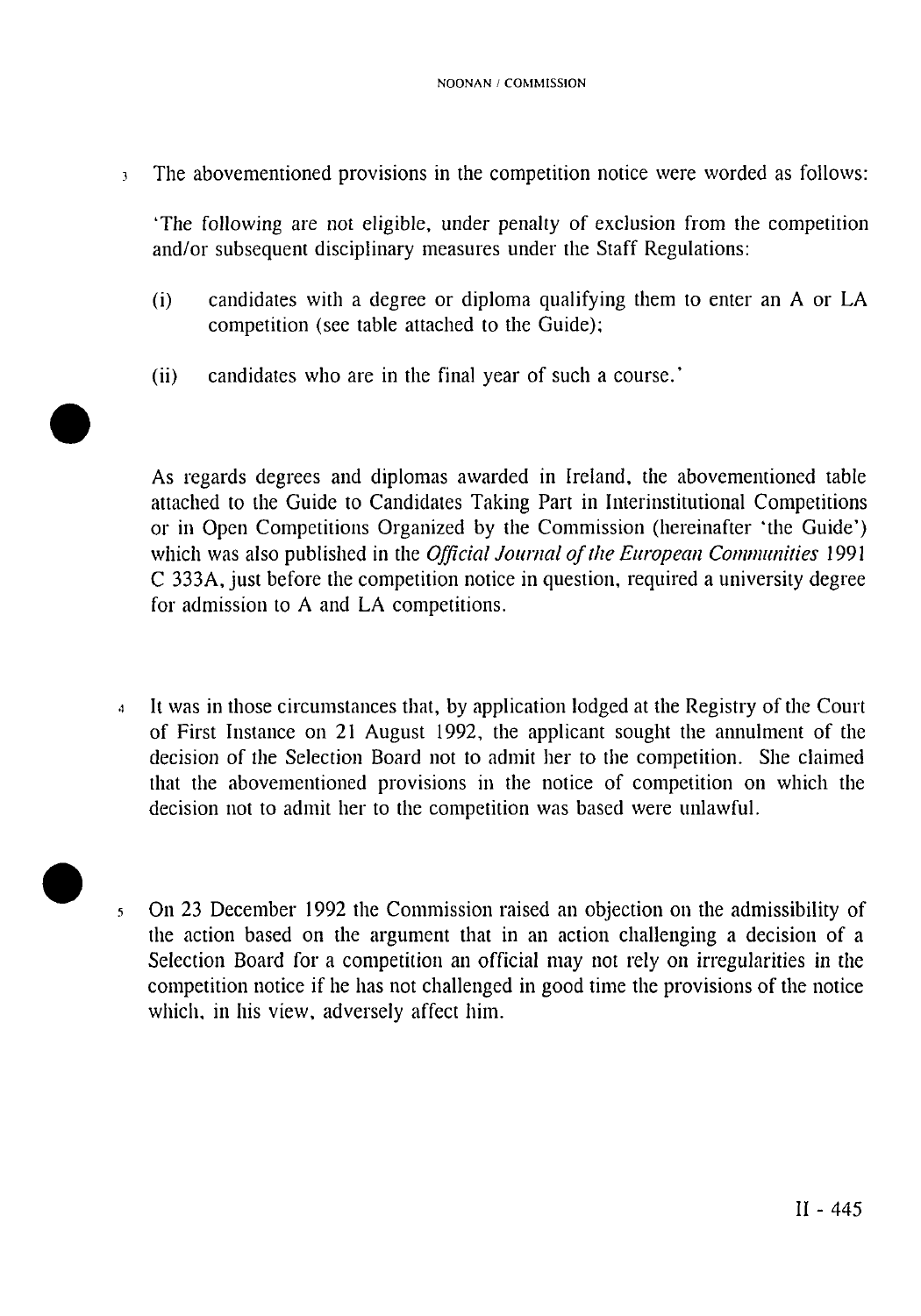3 The abovementioned provisions in the competition notice were worded as follows:

'The following are not eligible, under penalty of exclusion from the competition and/or subsequent disciplinary measures under the Staff Regulations:

(i) candidates with a degree or diploma qualifying them to enter an A or LA competition (see table attached to the Guide);

(ii) candidates who are in the final year of such a course.'

As regards degrees and diplomas awarded in Ireland, the abovementioned table attached to the Guide to Candidates Taking Part in Interinstitutional Competitions or in Open Competitions Organized by the Commission (hereinafter 'the Guide') which was also published in the *Official Journal of the European Communities* 1991 C 333A, just before the competition notice in question, required a university degree for admission to A and LA competitions.

4 It was in those circumstances that, by application lodged at the Registry of the Court of First Instance on 21 August 1992, the applicant sought the annulment of the decision of the Selection Board not to admit her to the competition. She claimed that the abovementioned provisions in the notice of competition on which the decision not to admit her to the competition was based were unlawful.

5 On 23 December 1992 the Commission raised an objection on the admissibility of the action based on the argument that in an action challenging a decision of a Selection Board for a competition an official may not rely on irregularities in the competition notice if he has not challenged in good time the provisions of the notice which, in his view, adversely affect him.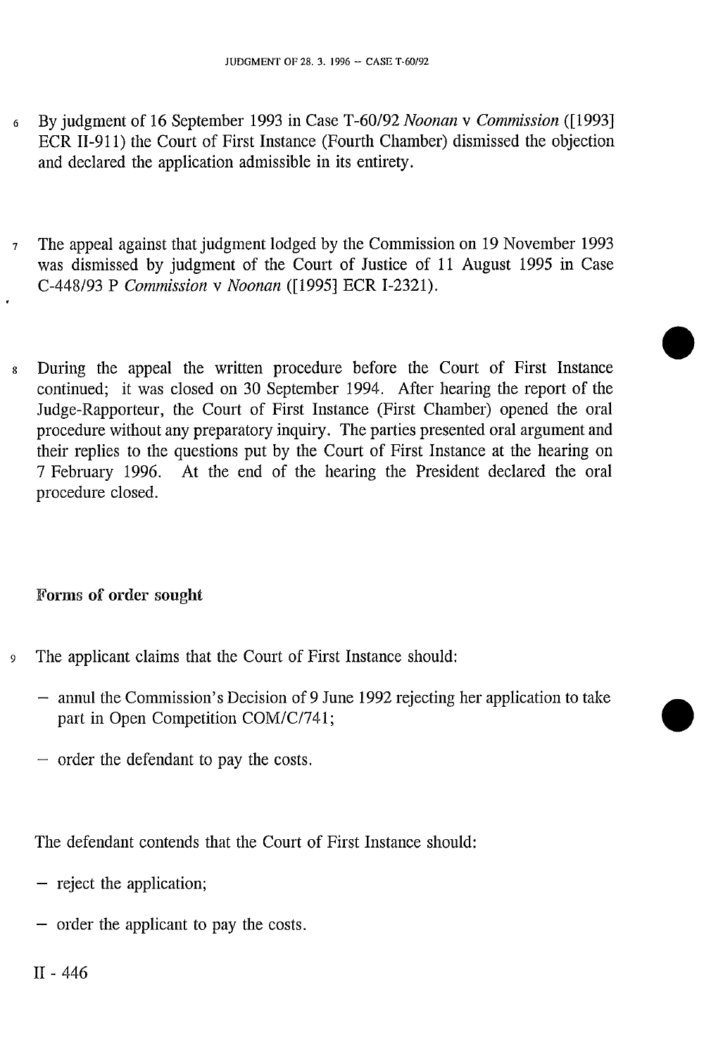6 By judgment of 16 September 1993 in Case T-60/92 *Noonan* v *Commission* ([1993] ECR II-911) the Court of First Instance (Fourth Chamber) dismissed the objection and declared the application admissible in its entirety.

7 The appeal against that judgment lodged by the Commission on 19 November 1993 was dismissed by judgment of the Court of Justice of 11 August 1995 in Case C-448/93 P *Commission* v *Noonan* ([1995] ECR I-2321).

8 During the appeal the written procedure before the Court of First Instance continued; it was closed on 30 September 1994. After hearing the report of the Judge-Rapporteur, the Court of First Instance (First Chamber) opened the oral procedure without any preparatory inquiry. The parties presented oral argument and their replies to the questions put by the Court of First Instance at the hearing on 7 February 1996. At the end of the hearing the President declared the oral procedure closed.

## Forms of order sought

9 The applicant claims that the Court of First Instance should:

- annul the Commission's Decision of 9 June 1992 rejecting her application to take part in Open Competition COM/C/741;
- order the defendant to pay the costs.

The defendant contends that the Court of First Instance should:

- reject the application;
- order the applicant to pay the costs.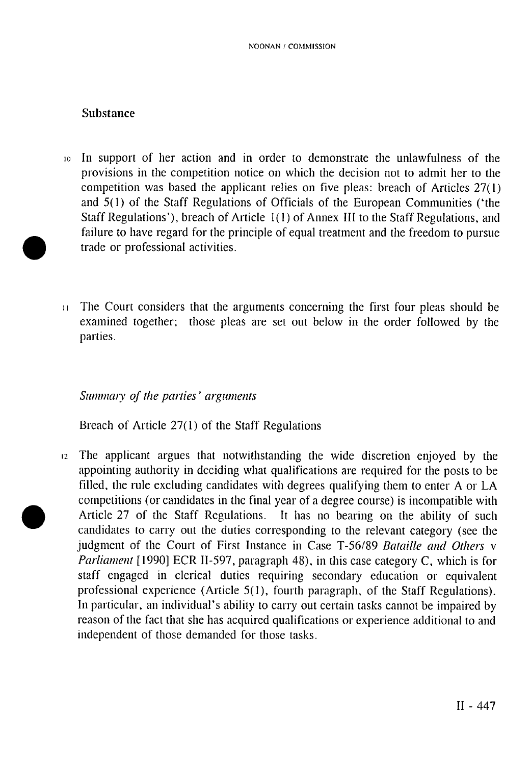## Substance

10 In support of her action and in order to demonstrate the unlawfulness of the provisions in the competition notice on which the decision not to admit her to the competition was based the applicant relies on five pleas: breach of Articles 27(1) and 5(1) of the Staff Regulations of Officials of the European Communities ('the Staff Regulations'), breach of Article 1(1) of Annex III to the Staff Regulations, and failure to have regard for the principle of equal treatment and the freedom to pursue trade or professional activities.

11 The Court considers that the arguments concerning the first four pleas should be examined together; those pleas are set out below in the order followed by the parties.

*Summary of the parties' arguments*

Breach of Article 27(1) of the Staff Regulations

12 The applicant argues that notwithstanding the wide discretion enjoyed by the appointing authority in deciding what qualifications are required for the posts to be filled, the rule excluding candidates with degrees qualifying them to enter A or LA competitions (or candidates in the final year of a degree course) is incompatible with Article 27 of the Staff Regulations. It has no bearing on the ability of such candidates to carry out the duties corresponding to the relevant category (see the judgment of the Court of First Instance in Case T-56/89 *Bataille and Others* v *Parliament* [1990] ECR II-597, paragraph 48), in this case category C, which is for staff engaged in clerical duties requiring secondary education or equivalent professional experience (Article 5(1), fourth paragraph, of the Staff Regulations). In particular, an individual's ability to carry out certain tasks cannot be impaired by reason of the fact that she has acquired qualifications or experience additional to and independent of those demanded for those tasks.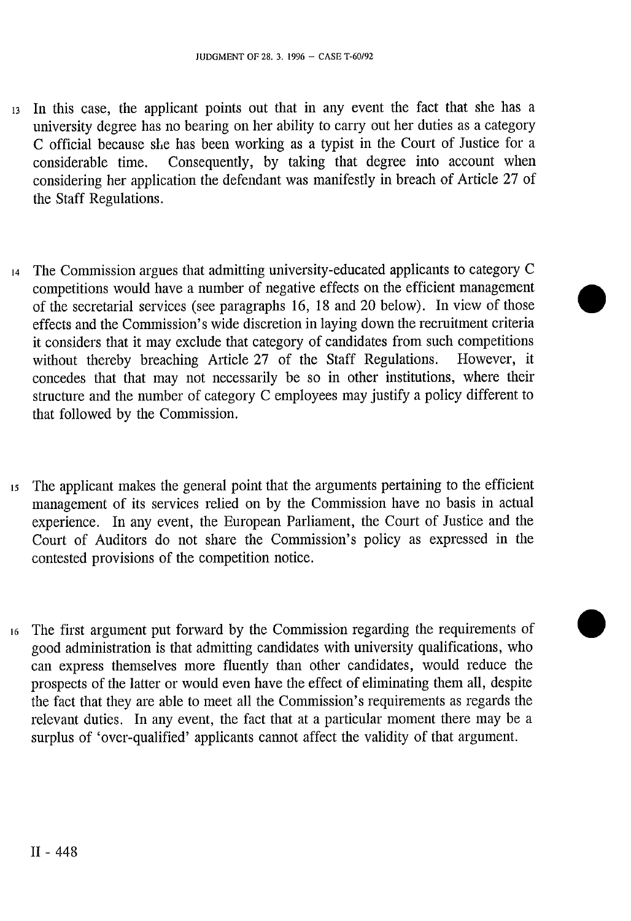13 In this case, the applicant points out that in any event the fact that she has a university degree has no bearing on her ability to carry out her duties as a category C official because she has been working as a typist in the Court of Justice for a considerable time. Consequently, by taking that degree into account when considering her application the defendant was manifestly in breach of Article 27 of the Staff Regulations.

14 The Commission argues that admitting university-educated applicants to category C competitions would have a number of negative effects on the efficient management of the secretarial services (see paragraphs 16, 18 and 20 below). In view of those effects and the Commission's wide discretion in laying down the recruitment criteria it considers that it may exclude that category of candidates from such competitions without thereby breaching Article 27 of the Staff Regulations. However, it concedes that that may not necessarily be so in other institutions, where their structure and the number of category C employees may justify a policy different to that followed by the Commission.

15 The applicant makes the general point that the arguments pertaining to the efficient management of its services relied on by the Commission have no basis in actual experience. In any event, the European Parliament, the Court of Justice and the Court of Auditors do not share the Commission's policy as expressed in the contested provisions of the competition notice.

16 The first argument put forward by the Commission regarding the requirements of good administration is that admitting candidates with university qualifications, who can express themselves more fluently than other candidates, would reduce the prospects of the latter or would even have the effect of eliminating them all, despite the fact that they are able to meet all the Commission's requirements as regards the relevant duties. In any event, the fact that at a particular moment there may be a surplus of 'over-qualified' applicants cannot affect the validity of that argument.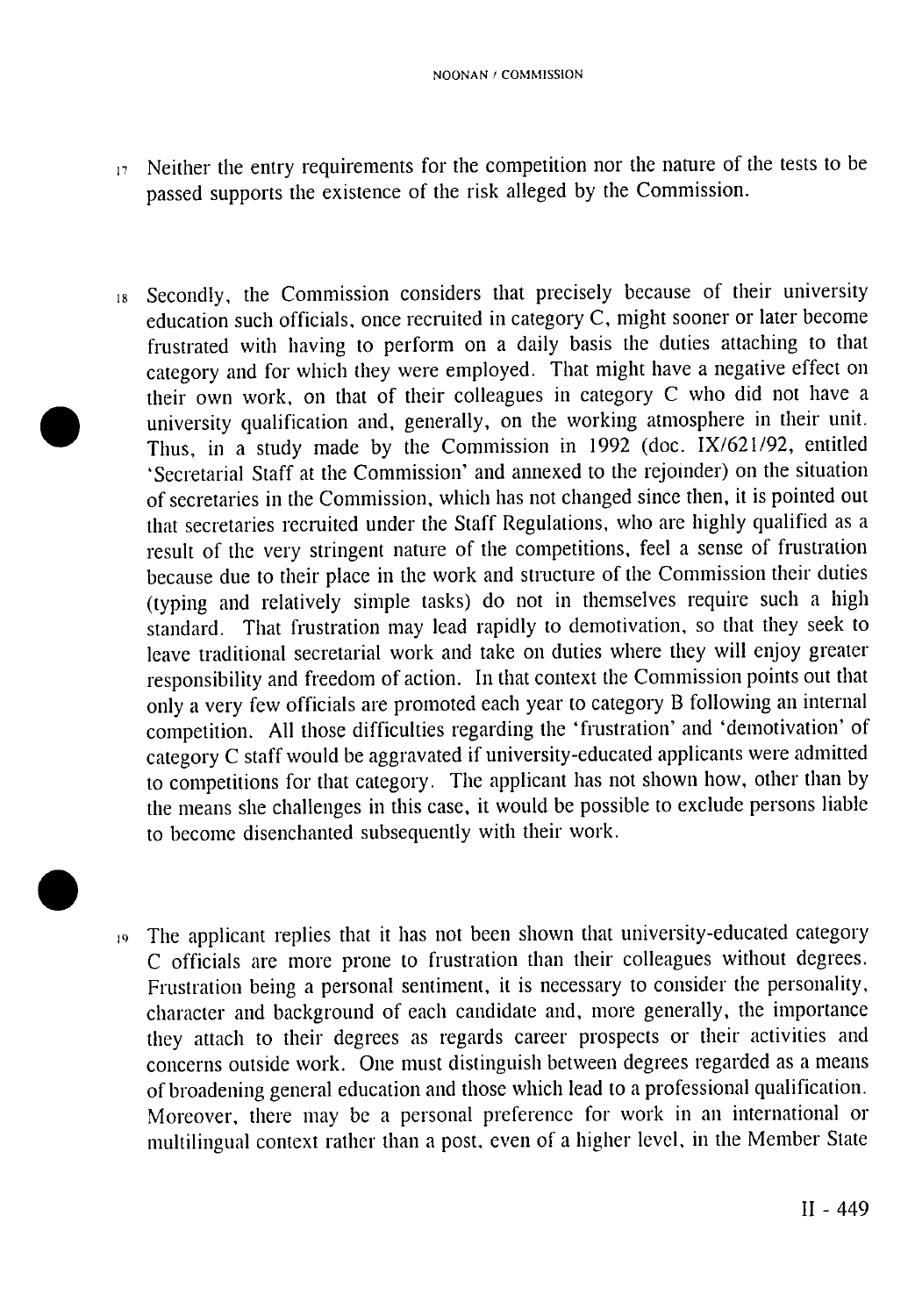17 Neither the entry requirements for the competition nor the nature of the tests to be passed supports the existence of the risk alleged by the Commission.

18 Secondly, the Commission considers that precisely because of their university education such officials, once recruited in category C, might sooner or later become frustrated with having to perform on a daily basis the duties attaching to that category and for which they were employed. That might have a negative effect on their own work, on that of their colleagues in category C who did not have a university qualification and, generally, on the working atmosphere in their unit. Thus, in a study made by the Commission in 1992 (doc. IX/621/92, entitled 'Secretarial Staff at the Commission' and annexed to the rejoinder) on the situation of secretaries in the Commission, which has not changed since then, it is pointed out that secretaries recruited under the Staff Regulations, who are highly qualified as a result of the very stringent nature of the competitions, feel a sense of frustration because due to their place in the work and structure of the Commission their duties (typing and relatively simple tasks) do not in themselves require such a high standard. That frustration may lead rapidly to demotivation, so that they seek to leave traditional secretarial work and take on duties where they will enjoy greater responsibility and freedom of action. In that context the Commission points out that only a very few officials are promoted each year to category B following an internal competition. All those difficulties regarding the 'frustration' and 'demotivation' of category C staff would be aggravated if university-educated applicants were admitted to competitions for that category. The applicant has not shown how, other than by the means she challenges in this case, it would be possible to exclude persons liable to become disenchanted subsequently with their work.

19 The applicant replies that it has not been shown that university-educated category C officials are more prone to frustration than their colleagues without degrees. Frustration being a personal sentiment, it is necessary to consider the personality, character and background of each candidate and, more generally, the importance they attach to their degrees as regards career prospects or their activities and concerns outside work. One must distinguish between degrees regarded as a means of broadening general education and those which lead to a professional qualification. Moreover, there may be a personal preference for work in an international or multilingual context rather than a post, even of a higher level, in the Member State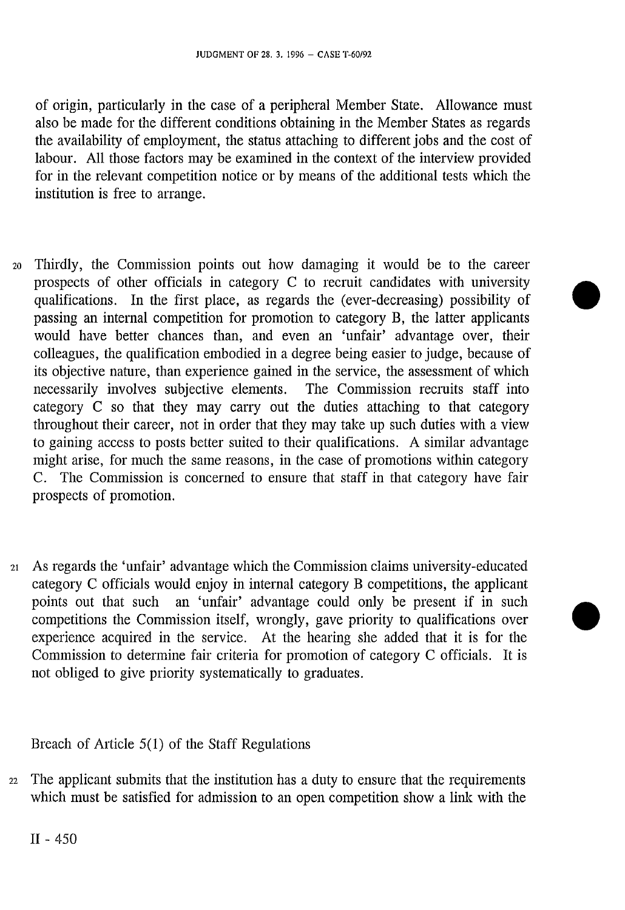of origin, particularly in the case of a peripheral Member State. Allowance must also be made for the different conditions obtaining in the Member States as regards the availability of employment, the status attaching to different jobs and the cost of labour. All those factors may be examined in the context of the interview provided for in the relevant competition notice or by means of the additional tests which the institution is free to arrange.

20 Thirdly, the Commission points out how damaging it would be to the career prospects of other officials in category C to recruit candidates with university qualifications. In the first place, as regards the (ever-decreasing) possibility of passing an internal competition for promotion to category B, the latter applicants would have better chances than, and even an 'unfair' advantage over, their colleagues, the qualification embodied in a degree being easier to judge, because of its objective nature, than experience gained in the service, the assessment of which necessarily involves subjective elements. The Commission recruits staff into category C so that they may carry out the duties attaching to that category throughout their career, not in order that they may take up such duties with a view to gaining access to posts better suited to their qualifications. A similar advantage might arise, for much the same reasons, in the case of promotions within category C. The Commission is concerned to ensure that staff in that category have fair prospects of promotion.

21 As regards the 'unfair' advantage which the Commission claims university-educated category C officials would enjoy in internal category B competitions, the applicant points out that such an 'unfair' advantage could only be present if in such competitions the Commission itself, wrongly, gave priority to qualifications over experience acquired in the service. At the hearing she added that it is for the Commission to determine fair criteria for promotion of category C officials. It is not obliged to give priority systematically to graduates.

Breach of Article 5(1) of the Staff Regulations

22 The applicant submits that the institution has a duty to ensure that the requirements which must be satisfied for admission to an open competition show a link with the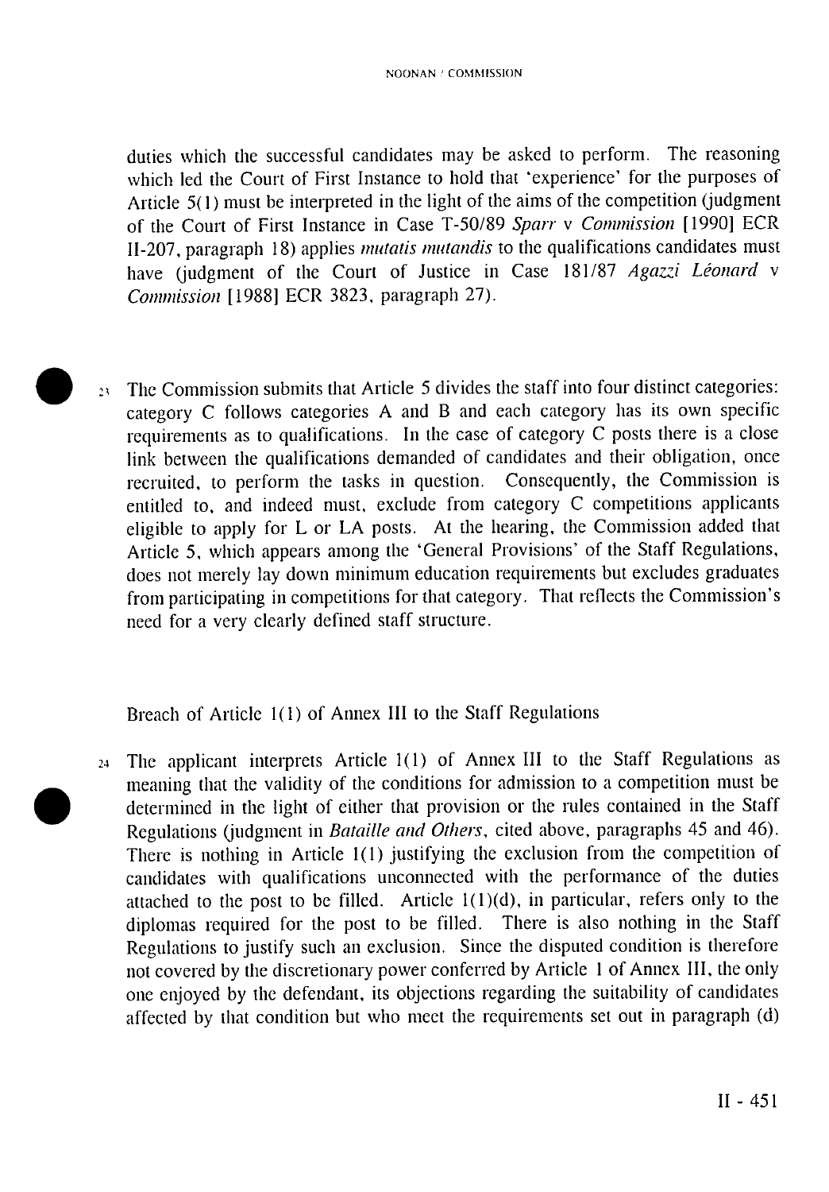duties which the successful candidates may be asked to perform. The reasoning which led the Court of First Instance to hold that 'experience' for the purposes of Article 5(1) must be interpreted in the light of the aims of the competition (judgment of the Court of First Instance in Case T-50/89 *Sparr* v *Commission* [1990] ECR II-207, paragraph 18) applies *mutatis mutandis* to the qualifications candidates must have (judgment of the Court of Justice in Case 181/87 *Agazzi Léonard* v *Commission* [1988] ECR 3823, paragraph 27).

23 The Commission submits that Article 5 divides the staff into four distinct categories: category C follows categories A and B and each category has its own specific requirements as to qualifications. In the case of category C posts there is a close link between the qualifications demanded of candidates and their obligation, once recruited, to perform the tasks in question. Consequently, the Commission is entitled to, and indeed must, exclude from category C competitions applicants eligible to apply for L or LA posts. At the hearing, the Commission added that Article 5, which appears among the 'General Provisions' of the Staff Regulations, does not merely lay down minimum education requirements but excludes graduates from participating in competitions for that category. That reflects the Commission's need for a very clearly defined staff structure.

Breach of Article 1(1) of Annex III to the Staff Regulations

24 The applicant interprets Article 1(1) of Annex III to the Staff Regulations as meaning that the validity of the conditions for admission to a competition must be determined in the light of either that provision or the rules contained in the Staff Regulations (judgment in *Bataille and Others*, cited above, paragraphs 45 and 46). There is nothing in Article 1(1) justifying the exclusion from the competition of candidates with qualifications unconnected with the performance of the duties attached to the post to be filled. Article 1(1)(d), in particular, refers only to the diplomas required for the post to be filled. There is also nothing in the Staff Regulations to justify such an exclusion. Since the disputed condition is therefore not covered by the discretionary power conferred by Article 1 of Annex III, the only one enjoyed by the defendant, its objections regarding the suitability of candidates affected by that condition but who meet the requirements set out in paragraph (d)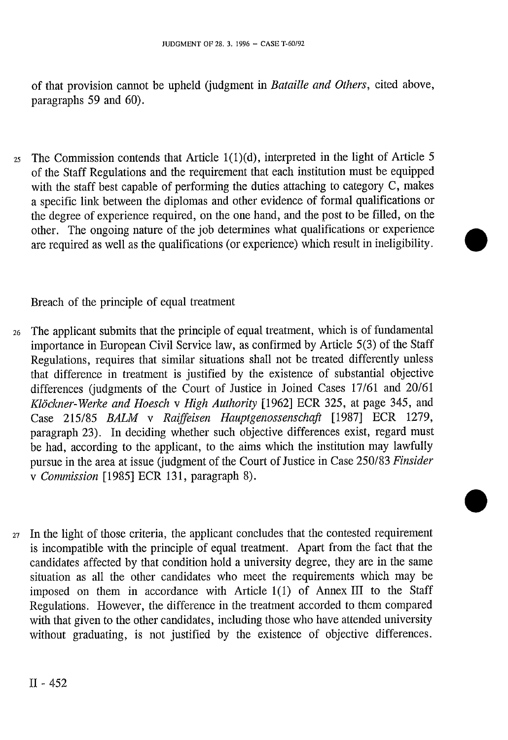of that provision cannot be upheld (judgment in *Bataille and Others*, cited above, paragraphs 59 and 60).

25 The Commission contends that Article 1(1)(d), interpreted in the light of Article 5 of the Staff Regulations and the requirement that each institution must be equipped with the staff best capable of performing the duties attaching to category C, makes a specific link between the diplomas and other evidence of formal qualifications or the degree of experience required, on the one hand, and the post to be filled, on the other. The ongoing nature of the job determines what qualifications or experience are required as well as the qualifications (or experience) which result in ineligibility.

Breach of the principle of equal treatment

26 The applicant submits that the principle of equal treatment, which is of fundamental importance in European Civil Service law, as confirmed by Article 5(3) of the Staff Regulations, requires that similar situations shall not be treated differently unless that difference in treatment is justified by the existence of substantial objective differences (judgments of the Court of Justice in Joined Cases 17/61 and 20/61 *Klöckner-Werke and Hoesch* v *High Authority* [1962] ECR 325, at page 345, and Case 215/85 *BALM* v *Raiffeisen Hauptgenossenschaft* [1987] ECR 1279, paragraph 23). In deciding whether such objective differences exist, regard must be had, according to the applicant, to the aims which the institution may lawfully pursue in the area at issue (judgment of the Court of Justice in Case 250/83 *Finsider* v *Commission* [1985] ECR 131, paragraph 8).

27 In the light of those criteria, the applicant concludes that the contested requirement is incompatible with the principle of equal treatment. Apart from the fact that the candidates affected by that condition hold a university degree, they are in the same situation as all the other candidates who meet the requirements which may be imposed on them in accordance with Article 1(1) of Annex III to the Staff Regulations. However, the difference in the treatment accorded to them compared with that given to the other candidates, including those who have attended university without graduating, is not justified by the existence of objective differences.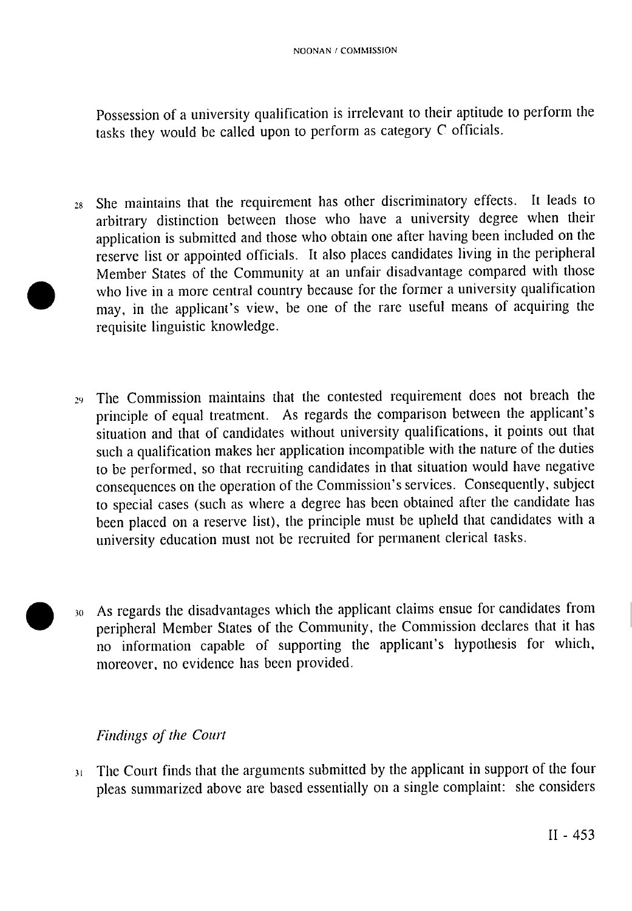Possession of a university qualification is irrelevant to their aptitude to perform the tasks they would be called upon to perform as category C officials.

28 She maintains that the requirement has other discriminatory effects. It leads to arbitrary distinction between those who have a university degree when their application is submitted and those who obtain one after having been included on the reserve list or appointed officials. It also places candidates living in the peripheral Member States of the Community at an unfair disadvantage compared with those who live in a more central country because for the former a university qualification may, in the applicant's view, be one of the rare useful means of acquiring the requisite linguistic knowledge.

29 The Commission maintains that the contested requirement does not breach the principle of equal treatment. As regards the comparison between the applicant's situation and that of candidates without university qualifications, it points out that such a qualification makes her application incompatible with the nature of the duties to be performed, so that recruiting candidates in that situation would have negative consequences on the operation of the Commission's services. Consequently, subject to special cases (such as where a degree has been obtained after the candidate has been placed on a reserve list), the principle must be upheld that candidates with a university education must not be recruited for permanent clerical tasks.

30 As regards the disadvantages which the applicant claims ensue for candidates from peripheral Member States of the Community, the Commission declares that it has no information capable of supporting the applicant's hypothesis for which, moreover, no evidence has been provided.

*Findings of the Court*

31 The Court finds that the arguments submitted by the applicant in support of the four pleas summarized above are based essentially on a single complaint: she considers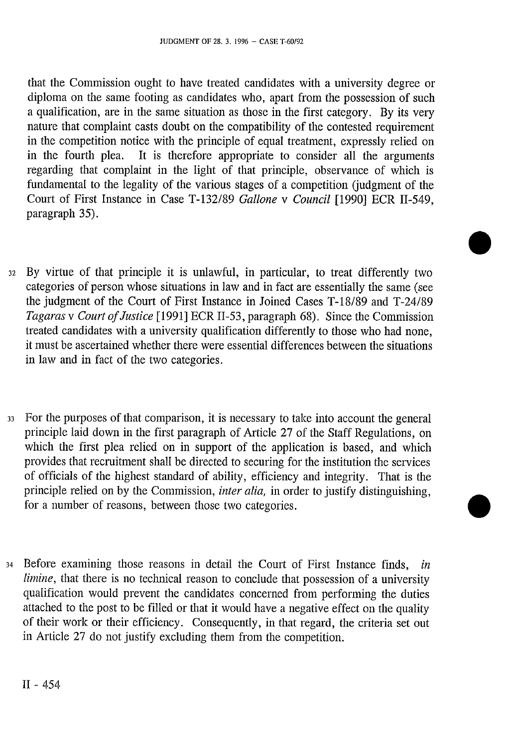that the Commission ought to have treated candidates with a university degree or diploma on the same footing as candidates who, apart from the possession of such a qualification, are in the same situation as those in the first category. By its very nature that complaint casts doubt on the compatibility of the contested requirement in the competition notice with the principle of equal treatment, expressly relied on in the fourth plea. It is therefore appropriate to consider all the arguments regarding that complaint in the light of that principle, observance of which is fundamental to the legality of the various stages of a competition (judgment of the Court of First Instance in Case T-132/89 *Gallone* v *Council* [1990] ECR II-549, paragraph 35).

32 By virtue of that principle it is unlawful, in particular, to treat differently two categories of person whose situations in law and in fact are essentially the same (see the judgment of the Court of First Instance in Joined Cases T-18/89 and T-24/89 *Tagaras* v *Court of Justice* [1991] ECR II-53, paragraph 68). Since the Commission treated candidates with a university qualification differently to those who had none, it must be ascertained whether there were essential differences between the situations in law and in fact of the two categories.

33 For the purposes of that comparison, it is necessary to take into account the general principle laid down in the first paragraph of Article 27 of the Staff Regulations, on which the first plea relied on in support of the application is based, and which provides that recruitment shall be directed to securing for the institution the services of officials of the highest standard of ability, efficiency and integrity. That is the principle relied on by the Commission, *inter alia,* in order to justify distinguishing, for a number of reasons, between those two categories.

34 Before examining those reasons in detail the Court of First Instance finds, *in limine*, that there is no technical reason to conclude that possession of a university qualification would prevent the candidates concerned from performing the duties attached to the post to be filled or that it would have a negative effect on the quality of their work or their efficiency. Consequently, in that regard, the criteria set out in Article 27 do not justify excluding them from the competition.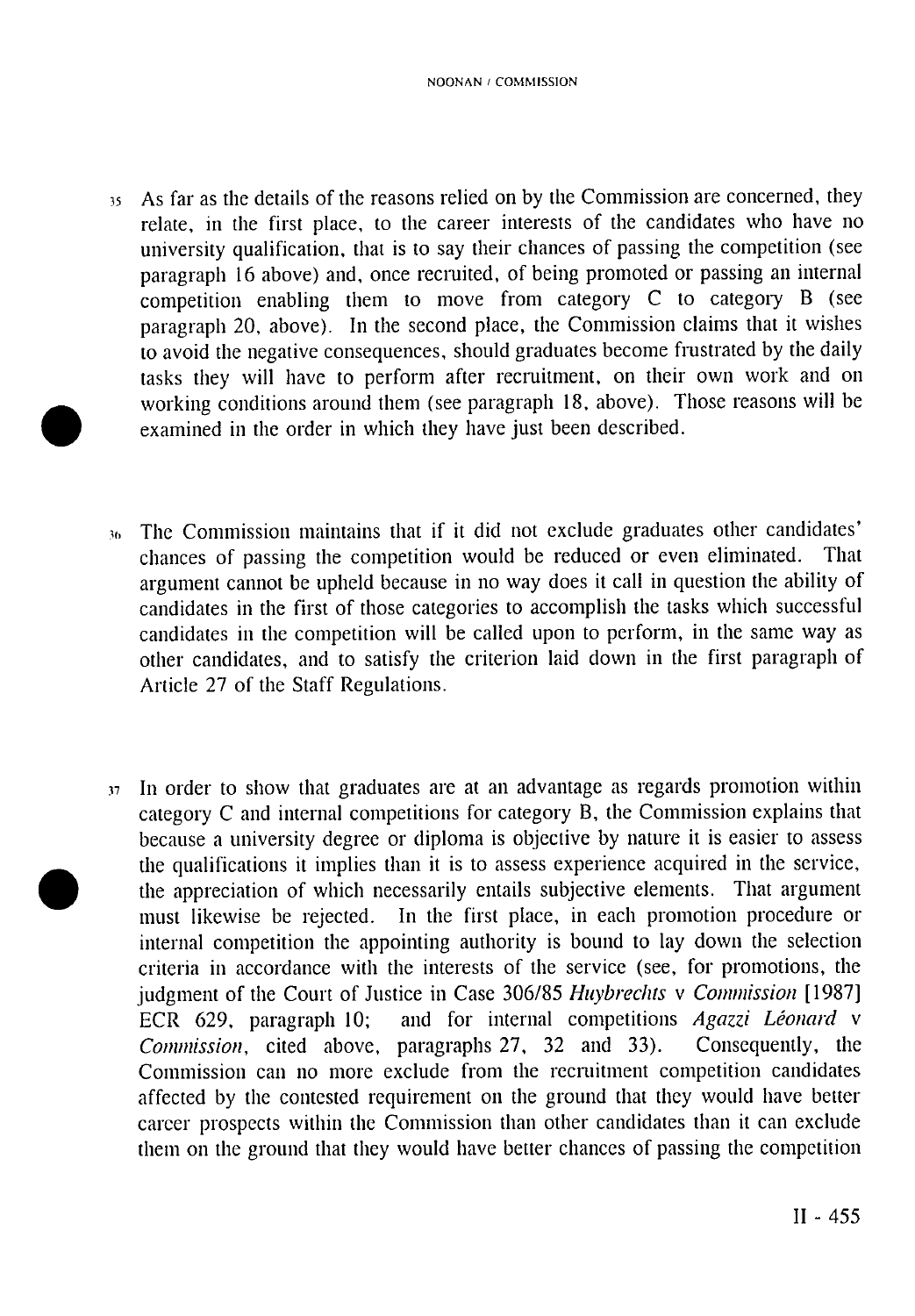35 As far as the details of the reasons relied on by the Commission are concerned, they relate, in the first place, to the career interests of the candidates who have no university qualification, that is to say their chances of passing the competition (see paragraph 16 above) and, once recruited, of being promoted or passing an internal competition enabling them to move from category C to category B (see paragraph 20, above). In the second place, the Commission claims that it wishes to avoid the negative consequences, should graduates become frustrated by the daily tasks they will have to perform after recruitment, on their own work and on working conditions around them (see paragraph 18, above). Those reasons will be examined in the order in which they have just been described.

36 The Commission maintains that if it did not exclude graduates other candidates' chances of passing the competition would be reduced or even eliminated. That argument cannot be upheld because in no way does it call in question the ability of candidates in the first of those categories to accomplish the tasks which successful candidates in the competition will be called upon to perform, in the same way as other candidates, and to satisfy the criterion laid down in the first paragraph of Article 27 of the Staff Regulations.

37 In order to show that graduates are at an advantage as regards promotion within category C and internal competitions for category B, the Commission explains that because a university degree or diploma is objective by nature it is easier to assess the qualifications it implies than it is to assess experience acquired in the service, the appreciation of which necessarily entails subjective elements. That argument must likewise be rejected. In the first place, in each promotion procedure or internal competition the appointing authority is bound to lay down the selection criteria in accordance with the interests of the service (see, for promotions, the judgment of the Court of Justice in Case 306/85 *Huybrechts* v *Commission* [1987] ECR 629, paragraph 10; and for internal competitions *Agazzi Léonard* v *Commission*, cited above, paragraphs 27, 32 and 33). Consequently, the Commission can no more exclude from the recruitment competition candidates affected by the contested requirement on the ground that they would have better career prospects within the Commission than other candidates than it can exclude them on the ground that they would have better chances of passing the competition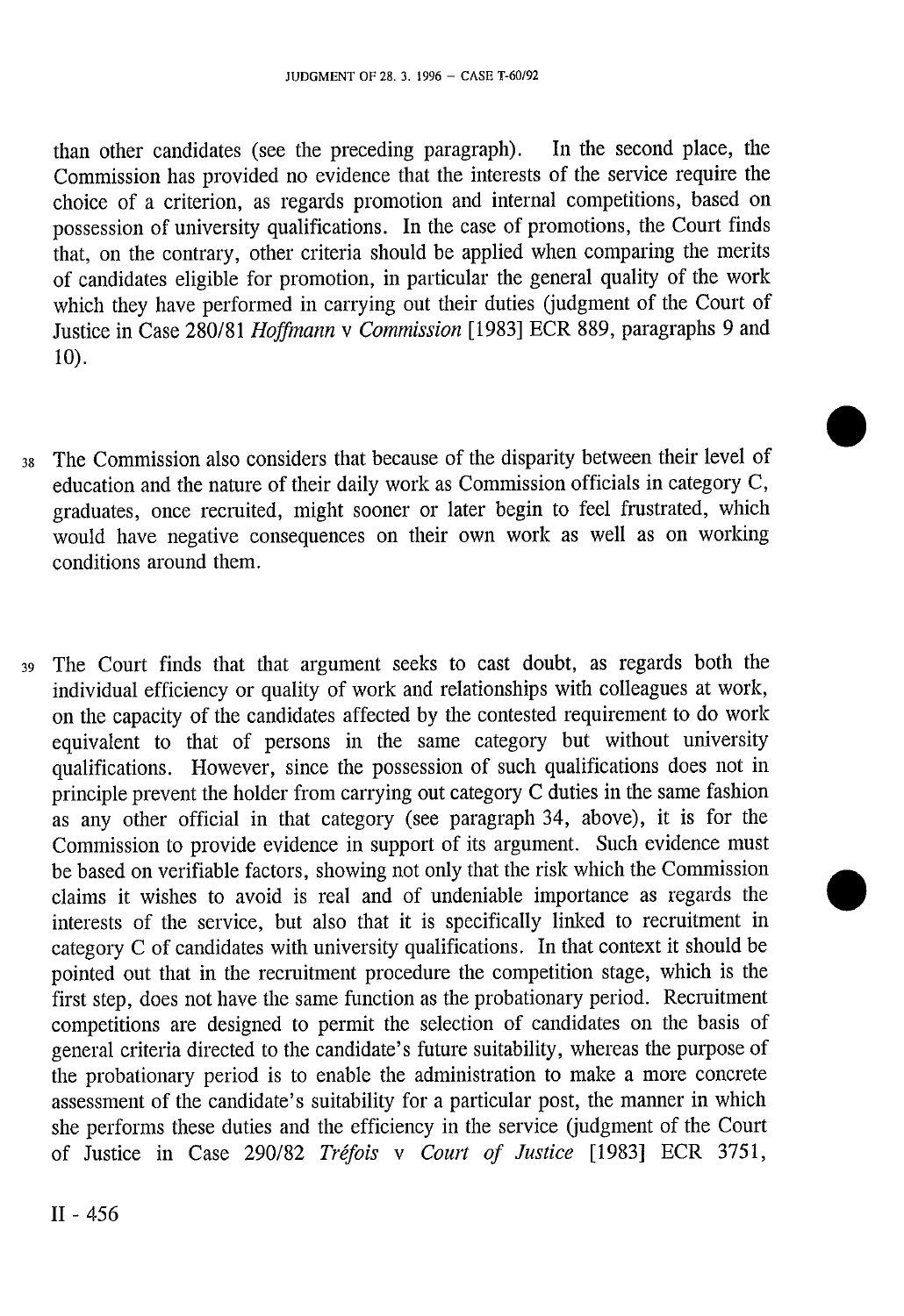than other candidates (see the preceding paragraph). In the second place, the Commission has provided no evidence that the interests of the service require the choice of a criterion, as regards promotion and internal competitions, based on possession of university qualifications. In the case of promotions, the Court finds that, on the contrary, other criteria should be applied when comparing the merits of candidates eligible for promotion, in particular the general quality of the work which they have performed in carrying out their duties (judgment of the Court of Justice in Case 280/81 *Hoffmann* v *Commission* [1983] ECR 889, paragraphs 9 and 10).

38 The Commission also considers that because of the disparity between their level of education and the nature of their daily work as Commission officials in category C, graduates, once recruited, might sooner or later begin to feel frustrated, which would have negative consequences on their own work as well as on working conditions around them.

39 The Court finds that that argument seeks to cast doubt, as regards both the individual efficiency or quality of work and relationships with colleagues at work, on the capacity of the candidates affected by the contested requirement to do work equivalent to that of persons in the same category but without university qualifications. However, since the possession of such qualifications does not in principle prevent the holder from carrying out category C duties in the same fashion as any other official in that category (see paragraph 34, above), it is for the Commission to provide evidence in support of its argument. Such evidence must be based on verifiable factors, showing not only that the risk which the Commission claims it wishes to avoid is real and of undeniable importance as regards the interests of the service, but also that it is specifically linked to recruitment in category C of candidates with university qualifications. In that context it should be pointed out that in the recruitment procedure the competition stage, which is the first step, does not have the same function as the probationary period. Recruitment competitions are designed to permit the selection of candidates on the basis of general criteria directed to the candidate's future suitability, whereas the purpose of the probationary period is to enable the administration to make a more concrete assessment of the candidate's suitability for a particular post, the manner in which she performs these duties and the efficiency in the service (judgment of the Court of Justice in Case 290/82 *Tréfois* v *Court of Justice* [1983] ECR 3751,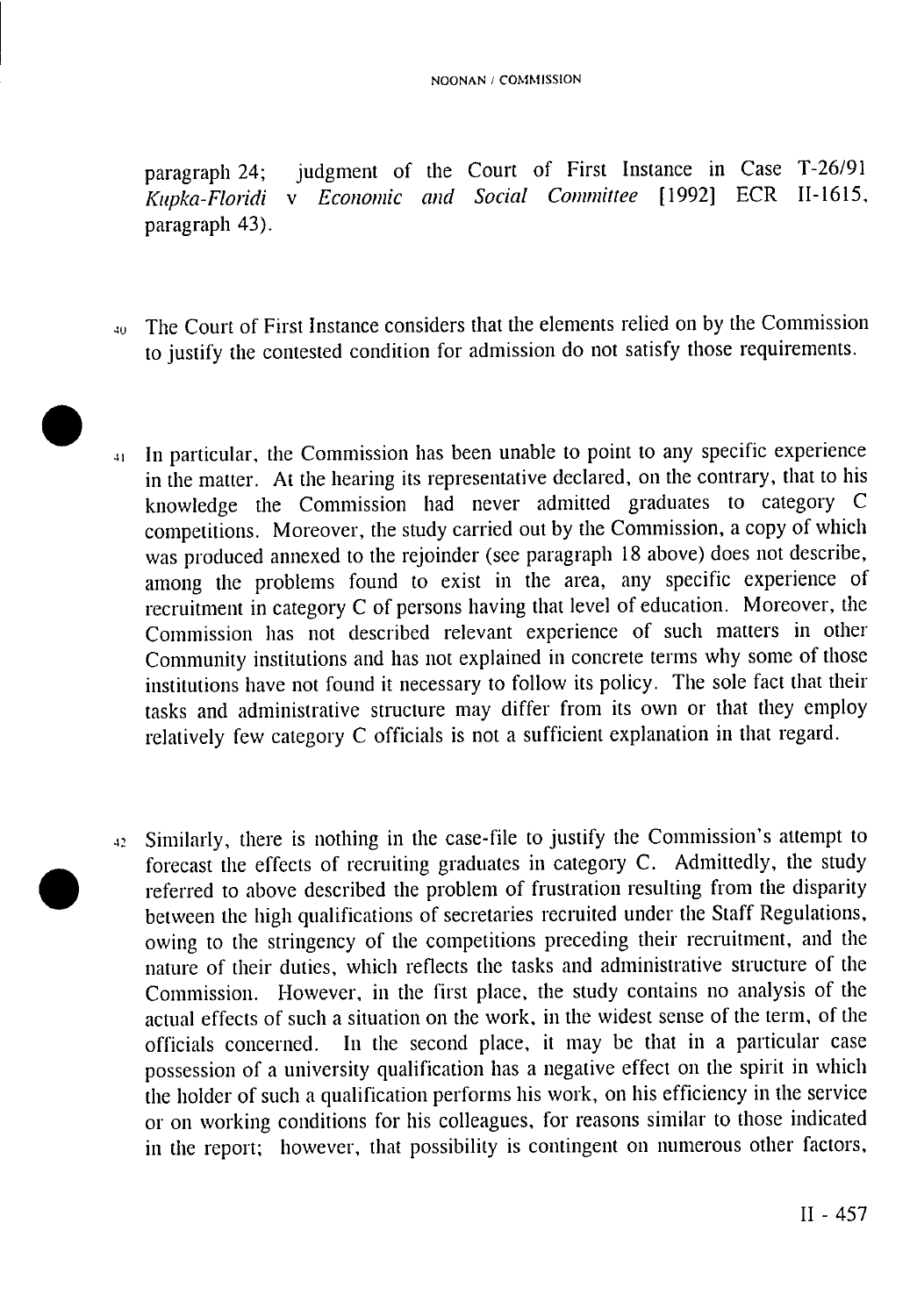paragraph 24; judgment of the Court of First Instance in Case T-26/91 *Kupka-Floridi* v *Economic and Social Committee* [1992] ECR II-1615, paragraph 43).

40 The Court of First Instance considers that the elements relied on by the Commission to justify the contested condition for admission do not satisfy those requirements.

41 In particular, the Commission has been unable to point to any specific experience in the matter. At the hearing its representative declared, on the contrary, that to his knowledge the Commission had never admitted graduates to category C competitions. Moreover, the study carried out by the Commission, a copy of which was produced annexed to the rejoinder (see paragraph 18 above) does not describe, among the problems found to exist in the area, any specific experience of recruitment in category C of persons having that level of education. Moreover, the Commission has not described relevant experience of such matters in other Community institutions and has not explained in concrete terms why some of those institutions have not found it necessary to follow its policy. The sole fact that their tasks and administrative structure may differ from its own or that they employ relatively few category C officials is not a sufficient explanation in that regard.

42 Similarly, there is nothing in the case-file to justify the Commission's attempt to forecast the effects of recruiting graduates in category C. Admittedly, the study referred to above described the problem of frustration resulting from the disparity between the high qualifications of secretaries recruited under the Staff Regulations, owing to the stringency of the competitions preceding their recruitment, and the nature of their duties, which reflects the tasks and administrative structure of the Commission. However, in the first place, the study contains no analysis of the actual effects of such a situation on the work, in the widest sense of the term, of the officials concerned. In the second place, it may be that in a particular case possession of a university qualification has a negative effect on the spirit in which the holder of such a qualification performs his work, on his efficiency in the service or on working conditions for his colleagues, for reasons similar to those indicated in the report; however, that possibility is contingent on numerous other factors,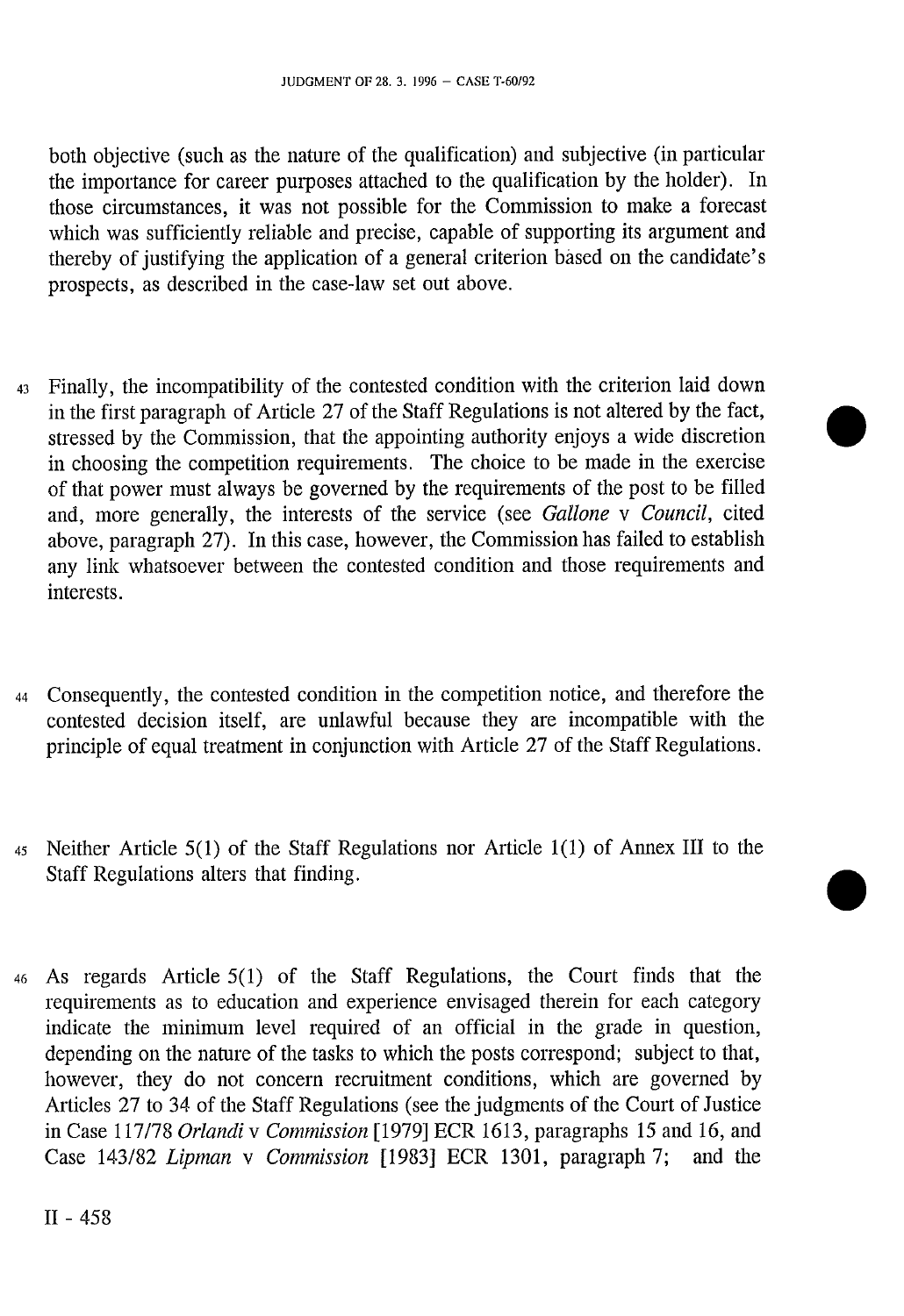both objective (such as the nature of the qualification) and subjective (in particular the importance for career purposes attached to the qualification by the holder). In those circumstances, it was not possible for the Commission to make a forecast which was sufficiently reliable and precise, capable of supporting its argument and thereby of justifying the application of a general criterion based on the candidate's prospects, as described in the case-law set out above.

43 Finally, the incompatibility of the contested condition with the criterion laid down in the first paragraph of Article 27 of the Staff Regulations is not altered by the fact, stressed by the Commission, that the appointing authority enjoys a wide discretion in choosing the competition requirements. The choice to be made in the exercise of that power must always be governed by the requirements of the post to be filled and, more generally, the interests of the service (see *Gallone* v *Council*, cited above, paragraph 27). In this case, however, the Commission has failed to establish any link whatsoever between the contested condition and those requirements and interests.

44 Consequently, the contested condition in the competition notice, and therefore the contested decision itself, are unlawful because they are incompatible with the principle of equal treatment in conjunction with Article 27 of the Staff Regulations.

45 Neither Article 5(1) of the Staff Regulations nor Article 1(1) of Annex III to the Staff Regulations alters that finding.

46 As regards Article 5(1) of the Staff Regulations, the Court finds that the requirements as to education and experience envisaged therein for each category indicate the minimum level required of an official in the grade in question, depending on the nature of the tasks to which the posts correspond; subject to that, however, they do not concern recruitment conditions, which are governed by Articles 27 to 34 of the Staff Regulations (see the judgments of the Court of Justice in Case 117/78 *Orlandi* v *Commission* [1979] ECR 1613, paragraphs 15 and 16, and Case 143/82 *Lipman* v *Commission* [1983] ECR 1301, paragraph 7; and the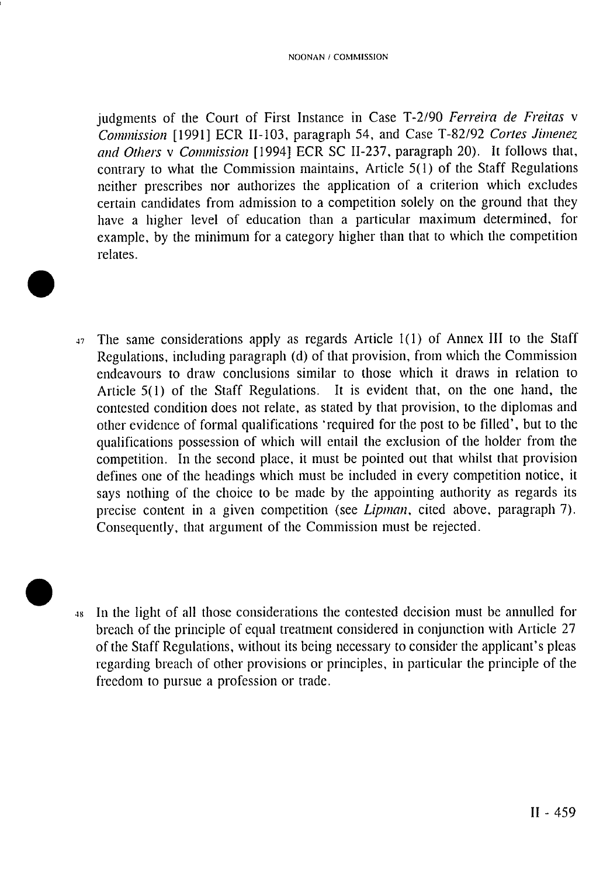judgments of the Court of First Instance in Case T-2/90 *Ferreira de Freitas* v *Commission* [1991] ECR II-103, paragraph 54, and Case T-82/92 *Cortes Jimenez and Others* v *Commission* [1994] ECR SC II-237, paragraph 20). It follows that, contrary to what the Commission maintains, Article 5(1) of the Staff Regulations neither prescribes nor authorizes the application of a criterion which excludes certain candidates from admission to a competition solely on the ground that they have a higher level of education than a particular maximum determined, for example, by the minimum for a category higher than that to which the competition relates.

47 The same considerations apply as regards Article 1(1) of Annex III to the Staff Regulations, including paragraph (d) of that provision, from which the Commission endeavours to draw conclusions similar to those which it draws in relation to Article 5(1) of the Staff Regulations. It is evident that, on the one hand, the contested condition does not relate, as stated by that provision, to the diplomas and other evidence of formal qualifications 'required for the post to be filled', but to the qualifications possession of which will entail the exclusion of the holder from the competition. In the second place, it must be pointed out that whilst that provision defines one of the headings which must be included in every competition notice, it says nothing of the choice to be made by the appointing authority as regards its precise content in a given competition (see *Lipman*, cited above, paragraph 7). Consequently, that argument of the Commission must be rejected.

48 In the light of all those considerations the contested decision must be annulled for breach of the principle of equal treatment considered in conjunction with Article 27 of the Staff Regulations, without its being necessary to consider the applicant's pleas regarding breach of other provisions or principles, in particular the principle of the freedom to pursue a profession or trade.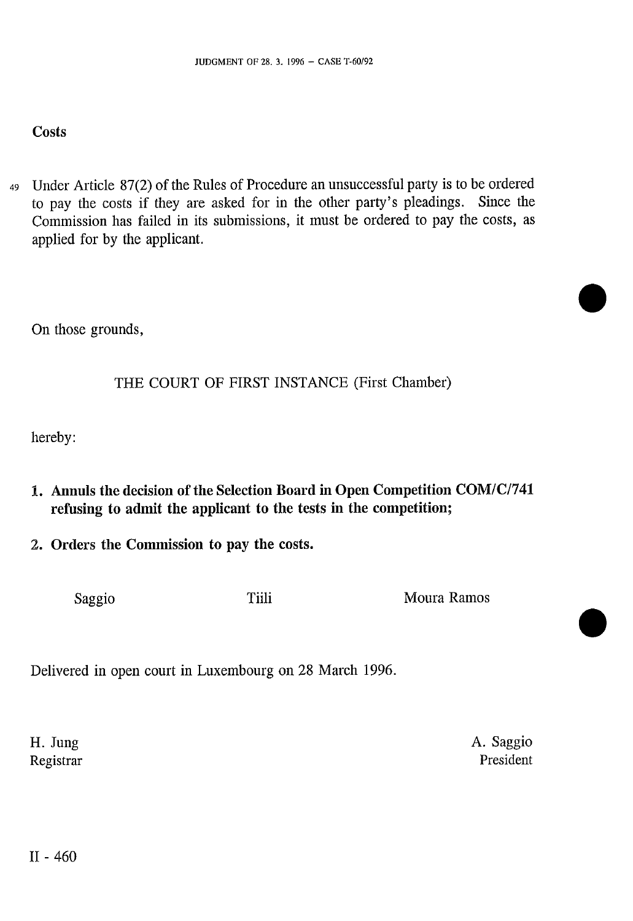## Costs

49 Under Article 87(2) of the Rules of Procedure an unsuccessful party is to be ordered to pay the costs if they are asked for in the other party's pleadings. Since the Commission has failed in its submissions, it must be ordered to pay the costs, as applied for by the applicant.

On those grounds,

THE COURT OF FIRST INSTANCE (First Chamber)

hereby:

1. **Annuls the decision of the Selection Board in Open Competition COM/C/741 refusing to admit the applicant to the tests in the competition;**

2. **Orders the Commission to pay the costs.**

Saggio Tiili Moura Ramos

Delivered in open court in Luxembourg on 28 March 1996.

H. Jung
Registrar

A. Saggio
President